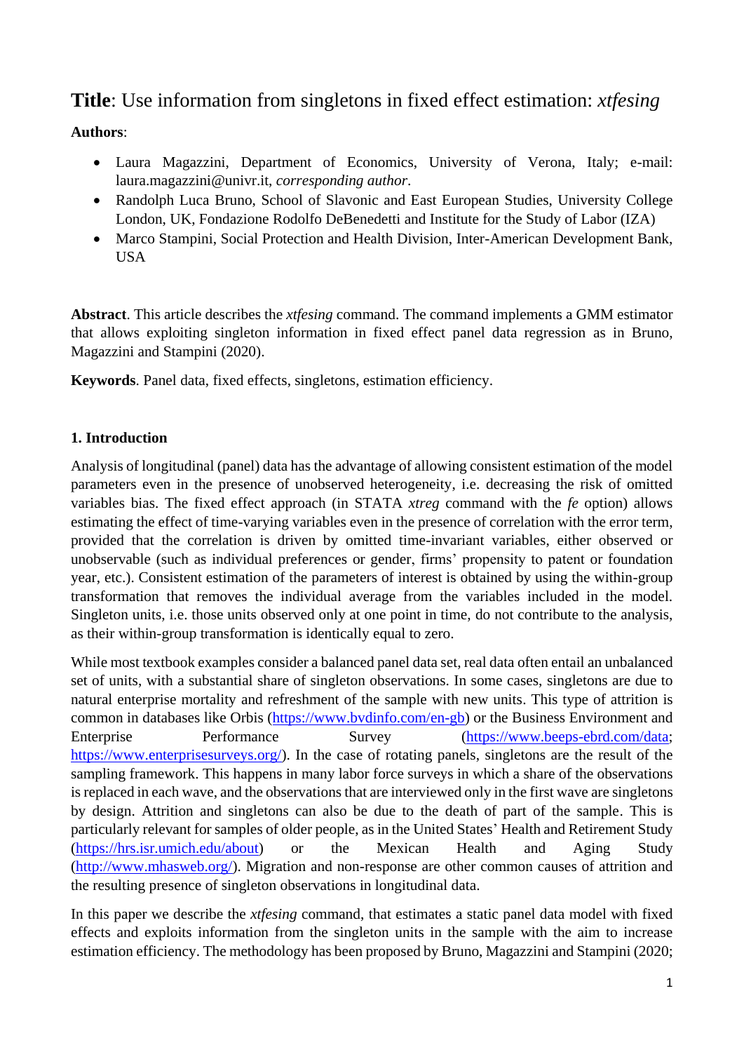**Title**: Use information from singletons in fixed effect estimation: *xtfesing*

**Authors**:

- Laura Magazzini, Department of Economics, University of Verona, Italy; e-mail: laura.magazzini@univr.it, *corresponding author*.
- Randolph Luca Bruno, School of Slavonic and East European Studies, University College London, UK, Fondazione Rodolfo DeBenedetti and Institute for the Study of Labor (IZA)
- Marco Stampini, Social Protection and Health Division, Inter-American Development Bank, USA

**Abstract**. This article describes the *xtfesing* command. The command implements a GMM estimator that allows exploiting singleton information in fixed effect panel data regression as in Bruno, Magazzini and Stampini (2020).

**Keywords**. Panel data, fixed effects, singletons, estimation efficiency.

## 1. Introduction

Analysis of longitudinal (panel) data has the advantage of allowing consistent estimation of the model parameters even in the presence of unobserved heterogeneity, i.e. decreasing the risk of omitted variables bias. The fixed effect approach (in STATA *xtreg* command with the *fe* option) allows estimating the effect of time-varying variables even in the presence of correlation with the error term, provided that the correlation is driven by omitted time-invariant variables, either observed or unobservable (such as individual preferences or gender, firms' propensity to patent or foundation year, etc.). Consistent estimation of the parameters of interest is obtained by using the within-group transformation that removes the individual average from the variables included in the model. Singleton units, i.e. those units observed only at one point in time, do not contribute to the analysis, as their within-group transformation is identically equal to zero.

While most textbook examples consider a balanced panel data set, real data often entail an unbalanced set of units, with a substantial share of singleton observations. In some cases, singletons are due to natural enterprise mortality and refreshment of the sample with new units. This type of attrition is common in databases like Orbis (https://www.bvdinfo.com/en-gb) or the Business Environment and Enterprise Performance Survey (https://www.beeps-ebrd.com/data; https://www.enterprisesurveys.org/). In the case of rotating panels, singletons are the result of the sampling framework. This happens in many labor force surveys in which a share of the observations is replaced in each wave, and the observations that are interviewed only in the first wave are singletons by design. Attrition and singletons can also be due to the death of part of the sample. This is particularly relevant for samples of older people, as in the United States' Health and Retirement Study (https://hrs.isr.umich.edu/about) or the Mexican Health and Aging Study (http://www.mhasweb.org/). Migration and non-response are other common causes of attrition and the resulting presence of singleton observations in longitudinal data.

In this paper we describe the *xtfesing* command, that estimates a static panel data model with fixed effects and exploits information from the singleton units in the sample with the aim to increase estimation efficiency. The methodology has been proposed by Bruno, Magazzini and Stampini (2020;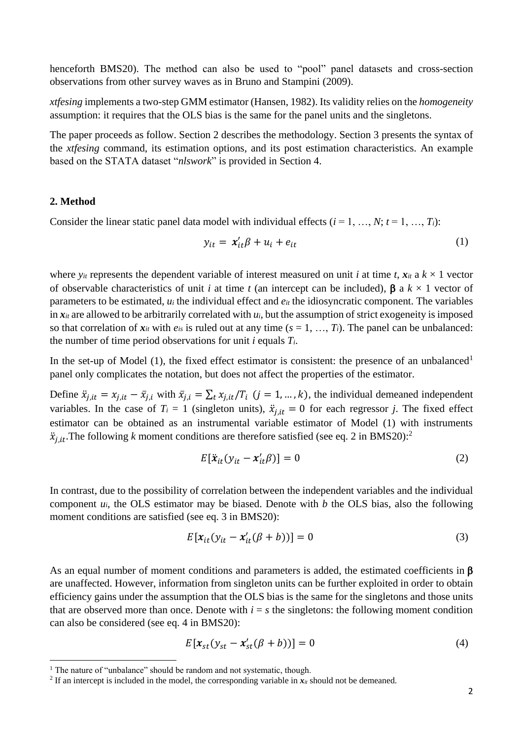henceforth BMS20). The method can also be used to "pool" panel datasets and cross-section observations from other survey waves as in Bruno and Stampini (2009).

*xtfesing* implements a two-step GMM estimator (Hansen, 1982). Its validity relies on the *homogeneity* assumption: it requires that the OLS bias is the same for the panel units and the singletons.

The paper proceeds as follow. Section 2 describes the methodology. Section 3 presents the syntax of the *xtfesing* command, its estimation options, and its post estimation characteristics. An example based on the STATA dataset "*nlswork*" is provided in Section 4.

## 2. Method

Consider the linear static panel data model with individual effects ($i = 1, \ldots, N$; $t = 1, \ldots, T_i$):

$$y_{it} = \boldsymbol{x}_{it}'\beta + u_i + e_{it} \tag{1}$$

where $y_{it}$ represents the dependent variable of interest measured on unit $i$ at time $t$, $\boldsymbol{x}_{it}$ a $k \times 1$ vector of observable characteristics of unit $i$ at time $t$ (an intercept can be included), $\boldsymbol{\beta}$ a $k \times 1$ vector of parameters to be estimated, $u_i$ the individual effect and $e_{it}$ the idiosyncratic component. The variables in $\boldsymbol{x}_{it}$ are allowed to be arbitrarily correlated with $u_i$, but the assumption of strict exogeneity is imposed so that correlation of $\boldsymbol{x}_{it}$ with $e_{is}$ is ruled out at any time ($s = 1, \ldots, T_i$). The panel can be unbalanced: the number of time period observations for unit $i$ equals $T_i$.

In the set-up of Model (1), the fixed effect estimator is consistent: the presence of an unbalanced[1] panel only complicates the notation, but does not affect the properties of the estimator.

Define $\ddot{x}_{j,it} = x_{j,it} - \bar{x}_{j,i}$ with $\bar{x}_{j,i} = \sum_t x_{j,it}/T_i$ $(j = 1, \ldots, k)$, the individual demeaned independent variables. In the case of $T_i = 1$ (singleton units), $\ddot{x}_{j,it} = 0$ for each regressor $j$. The fixed effect estimator can be obtained as an instrumental variable estimator of Model (1) with instruments $\ddot{x}_{j,it}$.The following $k$ moment conditions are therefore satisfied (see eq. 2 in BMS20):[2]

$$E[\ddot{\boldsymbol{x}}_{it}(y_{it} - \boldsymbol{x}_{it}'\beta)] = 0 \tag{2}$$

In contrast, due to the possibility of correlation between the independent variables and the individual component $u_i$, the OLS estimator may be biased. Denote with $b$ the OLS bias, also the following moment conditions are satisfied (see eq. 3 in BMS20):

$$E[\boldsymbol{x}_{it}(y_{it} - \boldsymbol{x}_{it}'(\beta + b))] = 0 \tag{3}$$

As an equal number of moment conditions and parameters is added, the estimated coefficients in $\boldsymbol{\beta}$ are unaffected. However, information from singleton units can be further exploited in order to obtain efficiency gains under the assumption that the OLS bias is the same for the singletons and those units that are observed more than once. Denote with $i = s$ the singletons: the following moment condition can also be considered (see eq. 4 in BMS20):

$$E[\boldsymbol{x}_{st}(y_{st} - \boldsymbol{x}_{st}'(\beta + b))] = 0 \tag{4}$$

[1] The nature of "unbalance" should be random and not systematic, though.

[2] If an intercept is included in the model, the corresponding variable in $\boldsymbol{x}_{it}$ should not be demeaned.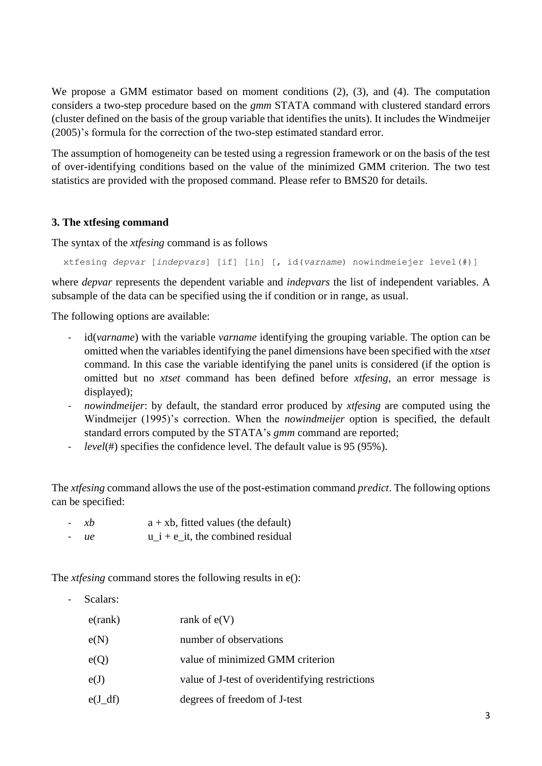We propose a GMM estimator based on moment conditions (2), (3), and (4). The computation considers a two-step procedure based on the *gmm* STATA command with clustered standard errors (cluster defined on the basis of the group variable that identifies the units). It includes the Windmeijer (2005)'s formula for the correction of the two-step estimated standard error.

The assumption of homogeneity can be tested using a regression framework or on the basis of the test of over-identifying conditions based on the value of the minimized GMM criterion. The two test statistics are provided with the proposed command. Please refer to BMS20 for details.

### 3. The xtfesing command

The syntax of the *xtfesing* command is as follows

```
xtfesing depvar [indepvars] [if] [in] [, id(varname) nowindmeiejer level(#)]
```

where *depvar* represents the dependent variable and *indepvars* the list of independent variables. A subsample of the data can be specified using the if condition or in range, as usual.

The following options are available:

- id(*varname*) with the variable *varname* identifying the grouping variable. The option can be omitted when the variables identifying the panel dimensions have been specified with the *xtset* command. In this case the variable identifying the panel units is considered (if the option is omitted but no *xtset* command has been defined before *xtfesing*, an error message is displayed);
- *nowindmeijer*: by default, the standard error produced by *xtfesing* are computed using the Windmeijer (1995)'s correction. When the *nowindmeijer* option is specified, the default standard errors computed by the STATA's *gmm* command are reported;
- *level*(#) specifies the confidence level. The default value is 95 (95%).

The *xtfesing* command allows the use of the post-estimation command *predict*. The following options can be specified:

- *xb* a + xb, fitted values (the default)
- *ue* u_i + e_it, the combined residual

The *xtfesing* command stores the following results in e():

- Scalars:

| | |
|---|---|
| e(rank) | rank of e(V) |
| e(N) | number of observations |
| e(Q) | value of minimized GMM criterion |
| e(J) | value of J-test of overidentifying restrictions |
| e(J_df) | degrees of freedom of J-test |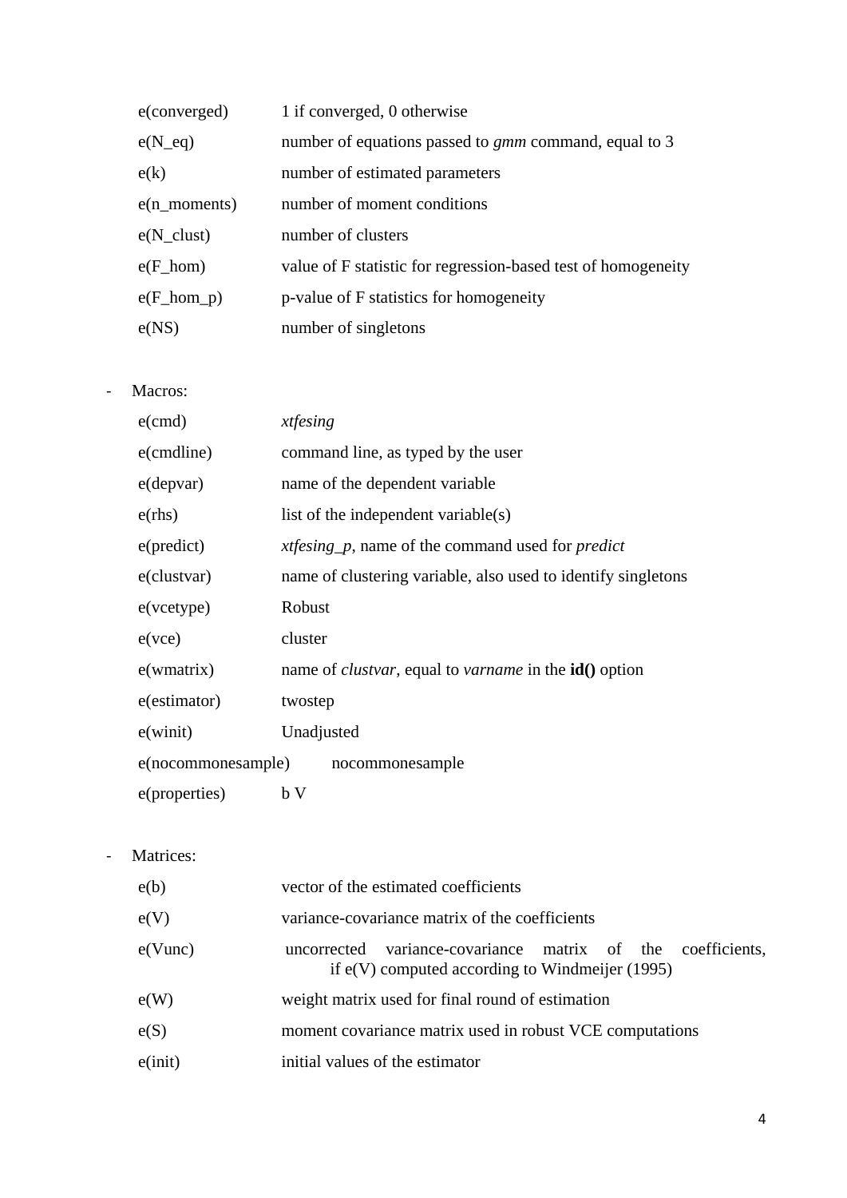| | |
|---|---|
| e(converged) | 1 if converged, 0 otherwise |
| e(N_eq) | number of equations passed to *gmm* command, equal to 3 |
| e(k) | number of estimated parameters |
| e(n_moments) | number of moment conditions |
| e(N_clust) | number of clusters |
| e(F_hom) | value of F statistic for regression-based test of homogeneity |
| e(F_hom_p) | p-value of F statistics for homogeneity |
| e(NS) | number of singletons |

- Macros:

| | |
|---|---|
| e(cmd) | *xtfesing* |
| e(cmdline) | command line, as typed by the user |
| e(depvar) | name of the dependent variable |
| e(rhs) | list of the independent variable(s) |
| e(predict) | *xtfesing_p*, name of the command used for *predict* |
| e(clustvar) | name of clustering variable, also used to identify singletons |
| e(vcetype) | Robust |
| e(vce) | cluster |
| e(wmatrix) | name of *clustvar*, equal to *varname* in the **id()** option |
| e(estimator) | twostep |
| e(winit) | Unadjusted |
| e(nocommonesample) | nocommonesample |
| e(properties) | b V |

- Matrices:

| | |
|---|---|
| e(b) | vector of the estimated coefficients |
| e(V) | variance-covariance matrix of the coefficients |
| e(Vunc) | uncorrected variance-covariance matrix of the coefficients, if e(V) computed according to Windmeijer (1995) |
| e(W) | weight matrix used for final round of estimation |
| e(S) | moment covariance matrix used in robust VCE computations |
| e(init) | initial values of the estimator |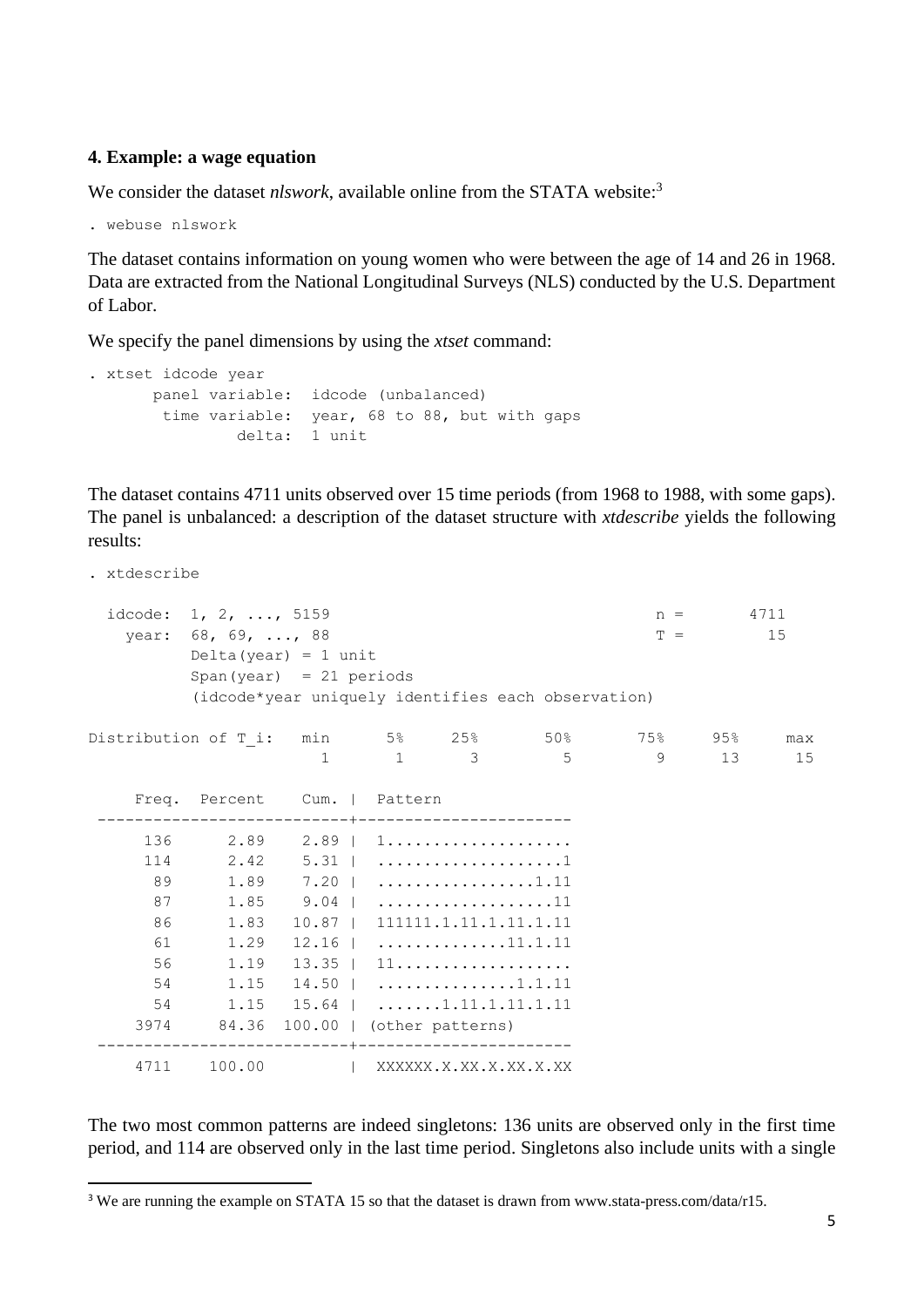### 4. Example: a wage equation

We consider the dataset *nlswork*, available online from the STATA website:[3]

```
. webuse nlswork
```

The dataset contains information on young women who were between the age of 14 and 26 in 1968. Data are extracted from the National Longitudinal Surveys (NLS) conducted by the U.S. Department of Labor.

We specify the panel dimensions by using the *xtset* command:

```
. xtset idcode year
       panel variable:  idcode (unbalanced)
        time variable:  year, 68 to 88, but with gaps
                delta:  1 unit
```

The dataset contains 4711 units observed over 15 time periods (from 1968 to 1988, with some gaps). The panel is unbalanced: a description of the dataset structure with *xtdescribe* yields the following results:

```
. xtdescribe

  idcode:  1, 2, ..., 5159                                   n =       4711
    year:  68, 69, ..., 88                                   T =         15
           Delta(year) = 1 unit
           Span(year)  = 21 periods
           (idcode*year uniquely identifies each observation)

Distribution of T_i:   min      5%     25%       50%       75%     95%     max
                         1       1       3         5         9      13      15

     Freq.  Percent    Cum. |  Pattern
 ---------------------------+----------------------
      136      2.89    2.89 |  1....................
      114      2.42    5.31 |  ....................1
       89      1.89    7.20 |  .................1.11
       87      1.85    9.04 |  ...................11
       86      1.83   10.87 |  111111.1.11.1.11.1.11
       61      1.29   12.16 |  .............11.1.11
       56      1.19   13.35 |  11...................
       54      1.15   14.50 |  ...............1.1.11
       54      1.15   15.64 |  .......1.11.1.11.1.11
     3974     84.36  100.00 |  (other patterns)
 ---------------------------+----------------------
     4711    100.00         |  XXXXXX.X.XX.X.XX.X.XX
```

The two most common patterns are indeed singletons: 136 units are observed only in the first time period, and 114 are observed only in the last time period. Singletons also include units with a single

[3] We are running the example on STATA 15 so that the dataset is drawn from www.stata-press.com/data/r15.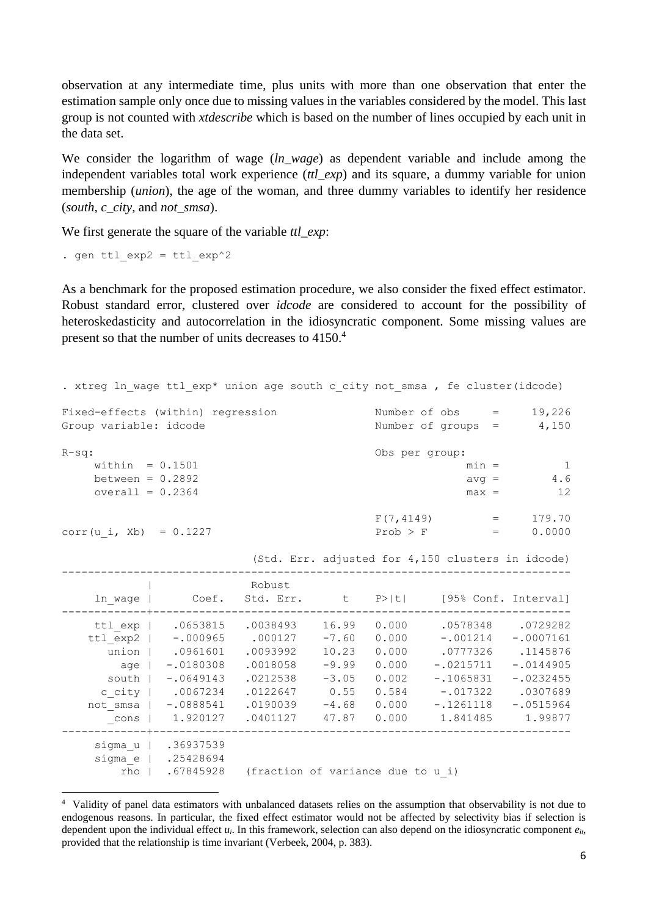observation at any intermediate time, plus units with more than one observation that enter the estimation sample only once due to missing values in the variables considered by the model. This last group is not counted with *xtdescribe* which is based on the number of lines occupied by each unit in the data set.

We consider the logarithm of wage (*ln_wage*) as dependent variable and include among the independent variables total work experience (*ttl_exp*) and its square, a dummy variable for union membership (*union*), the age of the woman, and three dummy variables to identify her residence (*south*, *c_city*, and *not_smsa*).

We first generate the square of the variable *ttl_exp*:

```
. gen ttl_exp2 = ttl_exp^2
```

As a benchmark for the proposed estimation procedure, we also consider the fixed effect estimator. Robust standard error, clustered over *idcode* are considered to account for the possibility of heteroskedasticity and autocorrelation in the idiosyncratic component. Some missing values are present so that the number of units decreases to 4150.[4]

```
. xtreg ln_wage ttl_exp* union age south c_city not_smsa , fe cluster(idcode)

Fixed-effects (within) regression               Number of obs     =     19,226
Group variable: idcode                          Number of groups  =      4,150

R-sq:                                           Obs per group:
     within  = 0.1501                                         min =          1
     between = 0.2892                                         avg =        4.6
     overall = 0.2364                                         max =         12

                                                F(7,4149)         =     179.70
corr(u_i, Xb)  = 0.1227                         Prob > F          =     0.0000

                            (Std. Err. adjusted for 4,150 clusters in idcode)
------------------------------------------------------------------------------
             |               Robust
     ln_wage |      Coef.   Std. Err.      t    P>|t|     [95% Conf. Interval]
-------------+----------------------------------------------------------------
     ttl_exp |   .0653815   .0038493    16.99   0.000     .0578348    .0729282
    ttl_exp2 |   -.000965    .000127    -7.60   0.000     -.001214   -.0007161
       union |   .0961601   .0093992    10.23   0.000     .0777326    .1145876
         age |  -.0180308   .0018058    -9.99   0.000    -.0215711   -.0144905
       south |  -.0649143   .0212538    -3.05   0.002    -.1065831   -.0232455
      c_city |   .0067234   .0122647     0.55   0.584     -.017322    .0307689
    not_smsa |  -.0888541   .0190039    -4.68   0.000    -.1261118   -.0515964
       _cons |   1.920127   .0401127    47.87   0.000     1.841485     1.99877
-------------+----------------------------------------------------------------
     sigma_u |  .36937539
     sigma_e |  .25428694
         rho |  .67845928   (fraction of variance due to u_i)
```

[4] Validity of panel data estimators with unbalanced datasets relies on the assumption that observability is not due to endogenous reasons. In particular, the fixed effect estimator would not be affected by selectivity bias if selection is dependent upon the individual effect $u_i$. In this framework, selection can also depend on the idiosyncratic component $e_{it}$, provided that the relationship is time invariant (Verbeek, 2004, p. 383).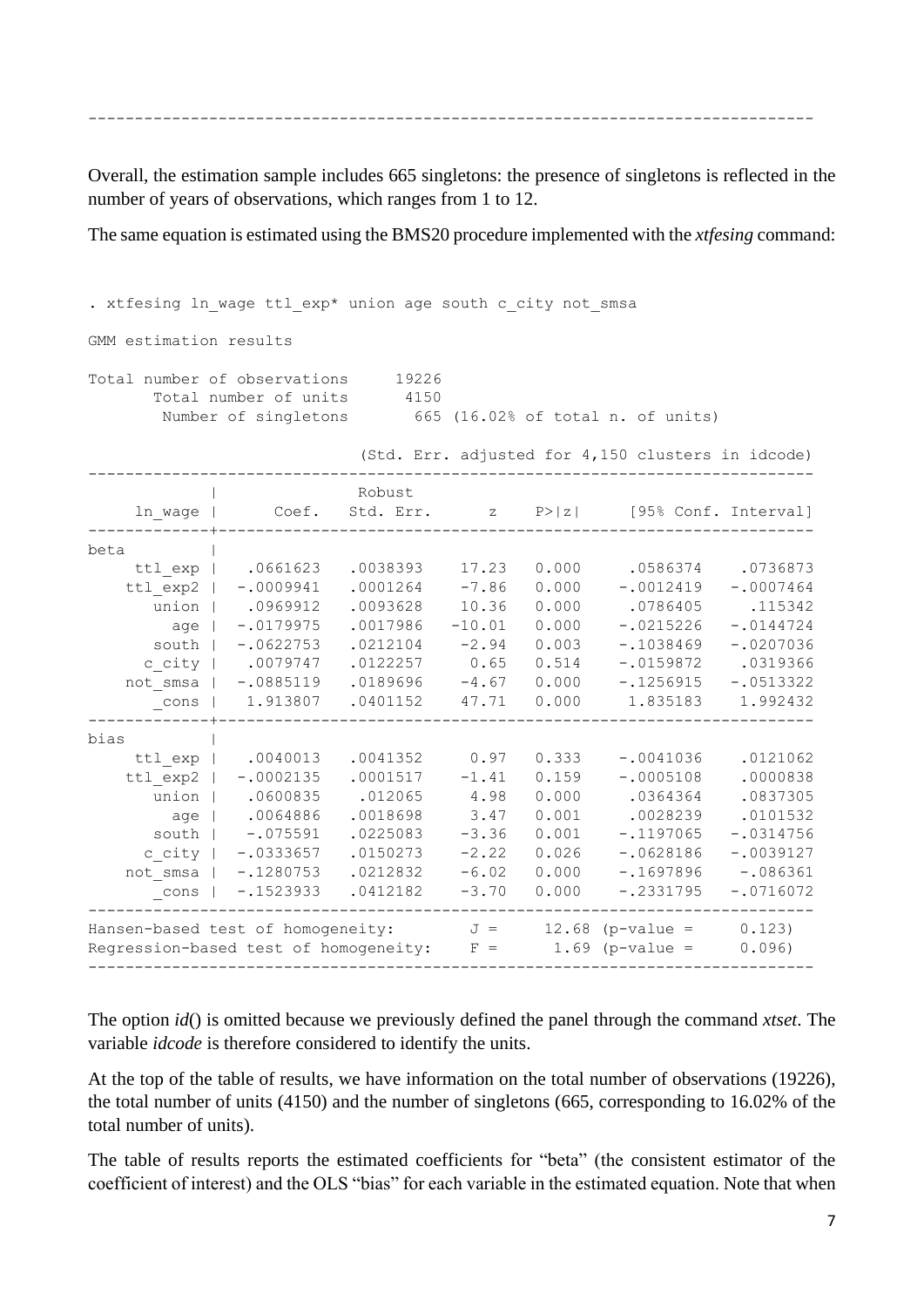```
------------------------------------------------------------------------------
```

Overall, the estimation sample includes 665 singletons: the presence of singletons is reflected in the number of years of observations, which ranges from 1 to 12.

The same equation is estimated using the BMS20 procedure implemented with the *xtfesing* command:

```
. xtfesing ln_wage ttl_exp* union age south c_city not_smsa

GMM estimation results

Total number of observations      19226
       Total number of units      4150
        Number of singletons       665 (16.02% of total n. of units)

                           (Std. Err. adjusted for 4,150 clusters in idcode)
------------------------------------------------------------------------------
             |               Robust
     ln_wage |      Coef.   Std. Err.      z    P>|z|     [95% Conf. Interval]
-------------+----------------------------------------------------------------
beta         |
     ttl_exp |   .0661623   .0038393    17.23   0.000     .0586374    .0736873
    ttl_exp2 |  -.0009941   .0001264    -7.86   0.000    -.0012419   -.0007464
       union |   .0969912   .0093628    10.36   0.000     .0786405     .115342
         age |  -.0179975   .0017986   -10.01   0.000    -.0215226   -.0144724
       south |  -.0622753   .0212104    -2.94   0.003    -.1038469   -.0207036
      c_city |   .0079747   .0122257     0.65   0.514    -.0159872    .0319366
    not_smsa |  -.0885119   .0189696    -4.67   0.000    -.1256915   -.0513322
       _cons |   1.913807   .0401152    47.71   0.000     1.835183    1.992432
-------------+----------------------------------------------------------------
bias         |
     ttl_exp |   .0040013   .0041352     0.97   0.333    -.0041036    .0121062
    ttl_exp2 |  -.0002135   .0001517    -1.41   0.159    -.0005108    .0000838
       union |   .0600835    .012065     4.98   0.000     .0364364    .0837305
         age |   .0064886   .0018698     3.47   0.001     .0028239    .0101532
       south |   -.075591   .0225083    -3.36   0.001    -.1197065   -.0314756
      c_city |  -.0333657   .0150273    -2.22   0.026    -.0628186   -.0039127
    not_smsa |  -.1280753   .0212832    -6.02   0.000    -.1697896    -.086361
       _cons |  -.1523933   .0412182    -3.70   0.000    -.2331795   -.0716072
------------------------------------------------------------------------------
Hansen-based test of homogeneity:        J =     12.68 (p-value =     0.123)
Regression-based test of homogeneity:    F =      1.69 (p-value =     0.096)
------------------------------------------------------------------------------
```

The option *id*() is omitted because we previously defined the panel through the command *xtset*. The variable *idcode* is therefore considered to identify the units.

At the top of the table of results, we have information on the total number of observations (19226), the total number of units (4150) and the number of singletons (665, corresponding to 16.02% of the total number of units).

The table of results reports the estimated coefficients for "beta" (the consistent estimator of the coefficient of interest) and the OLS "bias" for each variable in the estimated equation. Note that when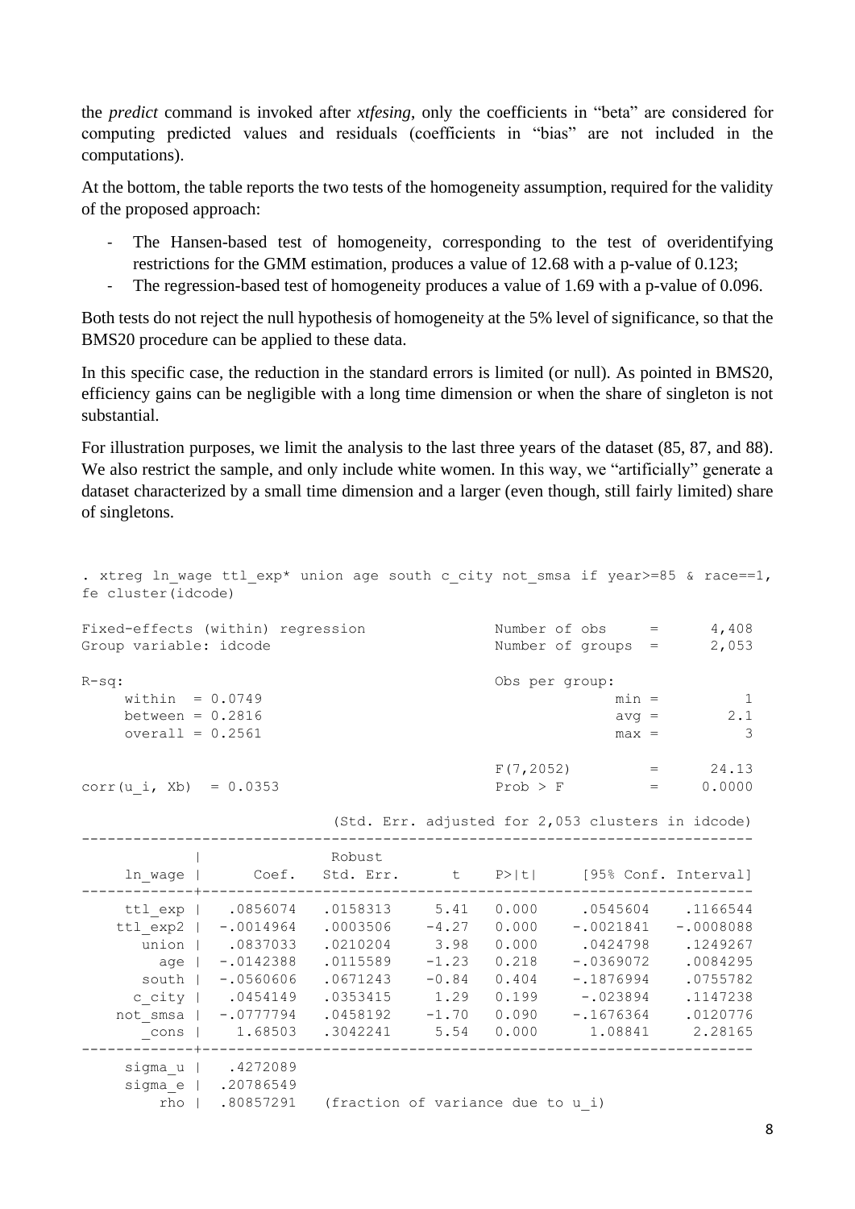the *predict* command is invoked after *xtfesing*, only the coefficients in "beta" are considered for computing predicted values and residuals (coefficients in "bias" are not included in the computations).

At the bottom, the table reports the two tests of the homogeneity assumption, required for the validity of the proposed approach:

- The Hansen-based test of homogeneity, corresponding to the test of overidentifying restrictions for the GMM estimation, produces a value of 12.68 with a p-value of 0.123;
- The regression-based test of homogeneity produces a value of 1.69 with a p-value of 0.096.

Both tests do not reject the null hypothesis of homogeneity at the 5% level of significance, so that the BMS20 procedure can be applied to these data.

In this specific case, the reduction in the standard errors is limited (or null). As pointed in BMS20, efficiency gains can be negligible with a long time dimension or when the share of singleton is not substantial.

For illustration purposes, we limit the analysis to the last three years of the dataset (85, 87, and 88). We also restrict the sample, and only include white women. In this way, we "artificially" generate a dataset characterized by a small time dimension and a larger (even though, still fairly limited) share of singletons.

```
. xtreg ln_wage ttl_exp* union age south c_city not_smsa if year>=85 & race==1,
fe cluster(idcode)

Fixed-effects (within) regression               Number of obs     =      4,408
Group variable: idcode                          Number of groups  =      2,053

R-sq:                                           Obs per group:
     within  = 0.0749                                         min =          1
     between = 0.2816                                         avg =        2.1
     overall = 0.2561                                         max =          3

                                                F(7,2052)         =      24.13
corr(u_i, Xb)  = 0.0353                         Prob > F          =     0.0000

                             (Std. Err. adjusted for 2,053 clusters in idcode)
------------------------------------------------------------------------------
             |               Robust
     ln_wage |      Coef.   Std. Err.      t    P>|t|     [95% Conf. Interval]
-------------+----------------------------------------------------------------
     ttl_exp |   .0856074   .0158313     5.41   0.000     .0545604    .1166544
    ttl_exp2 |  -.0014964   .0003506    -4.27   0.000    -.0021841   -.0008088
       union |   .0837033   .0210204     3.98   0.000     .0424798    .1249267
         age |  -.0142388   .0115589    -1.23   0.218    -.0369072    .0084295
       south |  -.0560606   .0671243    -0.84   0.404    -.1876994    .0755782
      c_city |   .0454149   .0353415     1.29   0.199     -.023894    .1147238
    not_smsa |  -.0777794   .0458192    -1.70   0.090    -.1676364    .0120776
       _cons |    1.68503   .3042241     5.54   0.000      1.08841     2.28165
-------------+----------------------------------------------------------------
     sigma_u |   .4272089
     sigma_e |  .20786549
         rho |  .80857291   (fraction of variance due to u_i)
```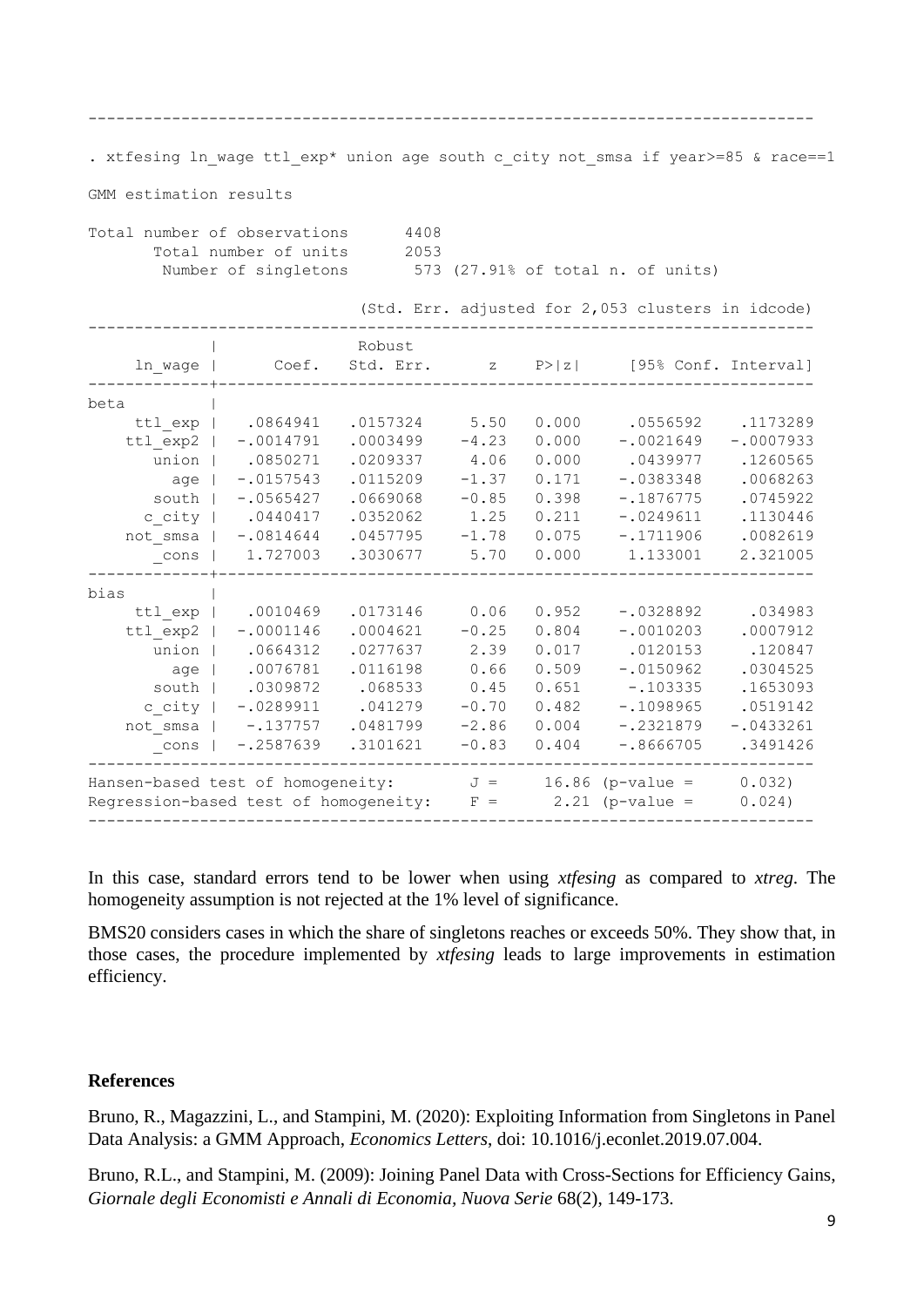```
--------------------------------------------------------------------------------

. xtfesing ln_wage ttl_exp* union age south c_city not_smsa if year>=85 & race==1

GMM estimation results

Total number of observations      4408
       Total number of units      2053
        Number of singletons       573 (27.91% of total n. of units)

                             (Std. Err. adjusted for 2,053 clusters in idcode)
------------------------------------------------------------------------------
             |               Robust
     ln_wage |      Coef.   Std. Err.      z    P>|z|     [95% Conf. Interval]
-------------+----------------------------------------------------------------
beta         |
     ttl_exp |   .0864941   .0157324     5.50   0.000     .0556592    .1173289
    ttl_exp2 |  -.0014791   .0003499    -4.23   0.000    -.0021649   -.0007933
       union |   .0850271   .0209337     4.06   0.000     .0439977    .1260565
         age |  -.0157543   .0115209    -1.37   0.171    -.0383348    .0068263
       south |  -.0565427   .0669068    -0.85   0.398    -.1876775    .0745922
      c_city |   .0440417   .0352062     1.25   0.211    -.0249611    .1130446
    not_smsa |  -.0814644   .0457795    -1.78   0.075    -.1711906    .0082619
       _cons |   1.727003   .3030677     5.70   0.000     1.133001    2.321005
-------------+----------------------------------------------------------------
bias         |
     ttl_exp |   .0010469   .0173146     0.06   0.952    -.0328892     .034983
    ttl_exp2 |  -.0001146   .0004621    -0.25   0.804    -.0010203    .0007912
       union |   .0664312   .0277637     2.39   0.017     .0120153     .120847
         age |   .0076781   .0116198     0.66   0.509    -.0150962    .0304525
       south |   .0309872    .068533     0.45   0.651     -.103335    .1653093
      c_city |  -.0289911    .041279    -0.70   0.482    -.1098965    .0519142
    not_smsa |   -.137757   .0481799    -2.86   0.004    -.2321879   -.0433261
       _cons |  -.2587639   .3101621    -0.83   0.404    -.8666705    .3491426
------------------------------------------------------------------------------
Hansen-based test of homogeneity:         J =     16.86 (p-value =     0.032)
Regression-based test of homogeneity:     F =      2.21 (p-value =     0.024)
------------------------------------------------------------------------------
```

In this case, standard errors tend to be lower when using *xtfesing* as compared to *xtreg*. The homogeneity assumption is not rejected at the 1% level of significance.

BMS20 considers cases in which the share of singletons reaches or exceeds 50%. They show that, in those cases, the procedure implemented by *xtfesing* leads to large improvements in estimation efficiency.

## References

Bruno, R., Magazzini, L., and Stampini, M. (2020): Exploiting Information from Singletons in Panel Data Analysis: a GMM Approach, *Economics Letters*, doi: 10.1016/j.econlet.2019.07.004.

Bruno, R.L., and Stampini, M. (2009): Joining Panel Data with Cross-Sections for Efficiency Gains, *Giornale degli Economisti e Annali di Economia, Nuova Serie* 68(2), 149-173.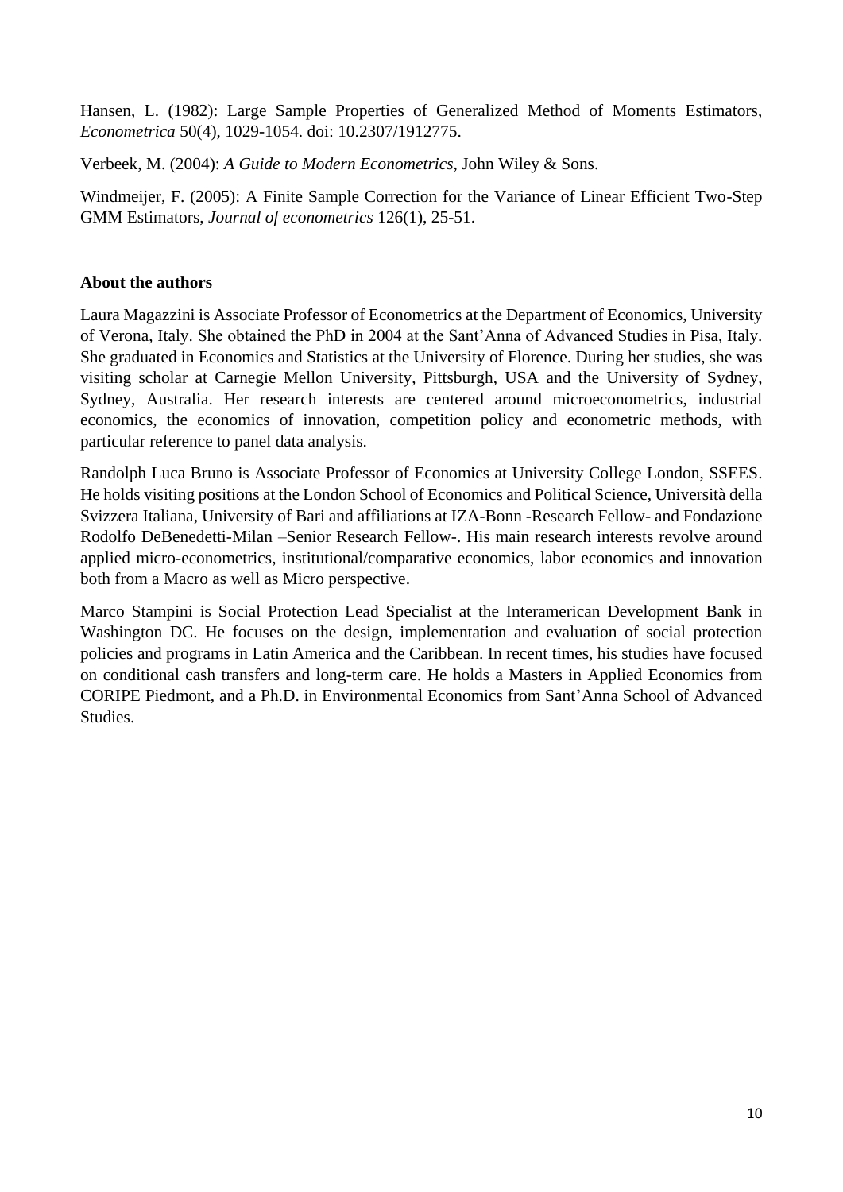Hansen, L. (1982): Large Sample Properties of Generalized Method of Moments Estimators, *Econometrica* 50(4), 1029-1054. doi: 10.2307/1912775.

Verbeek, M. (2004): *A Guide to Modern Econometrics*, John Wiley & Sons.

Windmeijer, F. (2005): A Finite Sample Correction for the Variance of Linear Efficient Two-Step GMM Estimators, *Journal of econometrics* 126(1), 25-51.

**About the authors**

Laura Magazzini is Associate Professor of Econometrics at the Department of Economics, University of Verona, Italy. She obtained the PhD in 2004 at the Sant'Anna of Advanced Studies in Pisa, Italy. She graduated in Economics and Statistics at the University of Florence. During her studies, she was visiting scholar at Carnegie Mellon University, Pittsburgh, USA and the University of Sydney, Sydney, Australia. Her research interests are centered around microeconometrics, industrial economics, the economics of innovation, competition policy and econometric methods, with particular reference to panel data analysis.

Randolph Luca Bruno is Associate Professor of Economics at University College London, SSEES. He holds visiting positions at the London School of Economics and Political Science, Università della Svizzera Italiana, University of Bari and affiliations at IZA-Bonn -Research Fellow- and Fondazione Rodolfo DeBenedetti-Milan –Senior Research Fellow-. His main research interests revolve around applied micro-econometrics, institutional/comparative economics, labor economics and innovation both from a Macro as well as Micro perspective.

Marco Stampini is Social Protection Lead Specialist at the Interamerican Development Bank in Washington DC. He focuses on the design, implementation and evaluation of social protection policies and programs in Latin America and the Caribbean. In recent times, his studies have focused on conditional cash transfers and long-term care. He holds a Masters in Applied Economics from CORIPE Piedmont, and a Ph.D. in Environmental Economics from Sant'Anna School of Advanced Studies.